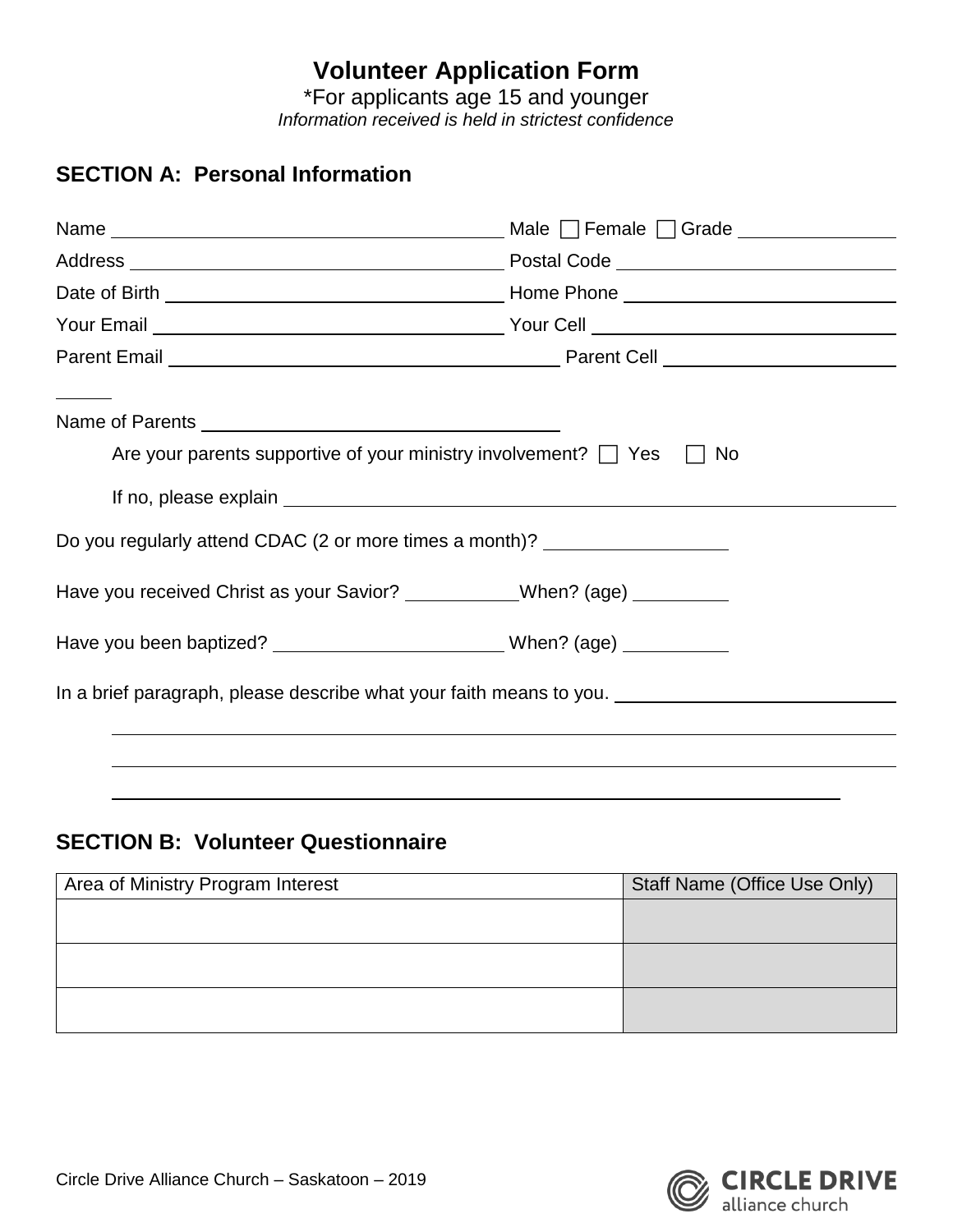# Volunteer Application Form

*For applicants age 15 and younger

*Information received is held in strictest confidence*

## SECTION A: Personal Information

Name ______________________ Male ☐ Female ☐ Grade __________

Address ______________________ Postal Code __________

Date of Birth ______________________ Home Phone __________

Your Email ______________________ Your Cell __________

Parent Email ______________________ Parent Cell __________

Name of Parents ______________________

Are your parents supportive of your ministry involvement? ☐ Yes ☐ No

If no, please explain ______________________

Do you regularly attend CDAC (2 or more times a month)? __________

Have you received Christ as your Savior? __________ When? (age) __________

Have you been baptized? __________ When? (age) __________

In a brief paragraph, please describe what your faith means to you. ______________________

______________________

______________________

______________________

## SECTION B: Volunteer Questionnaire

| Area of Ministry Program Interest | Staff Name (Office Use Only) |
|---|---|
| | |
| | |
| | |

Circle Drive Alliance Church – Saskatoon – 2019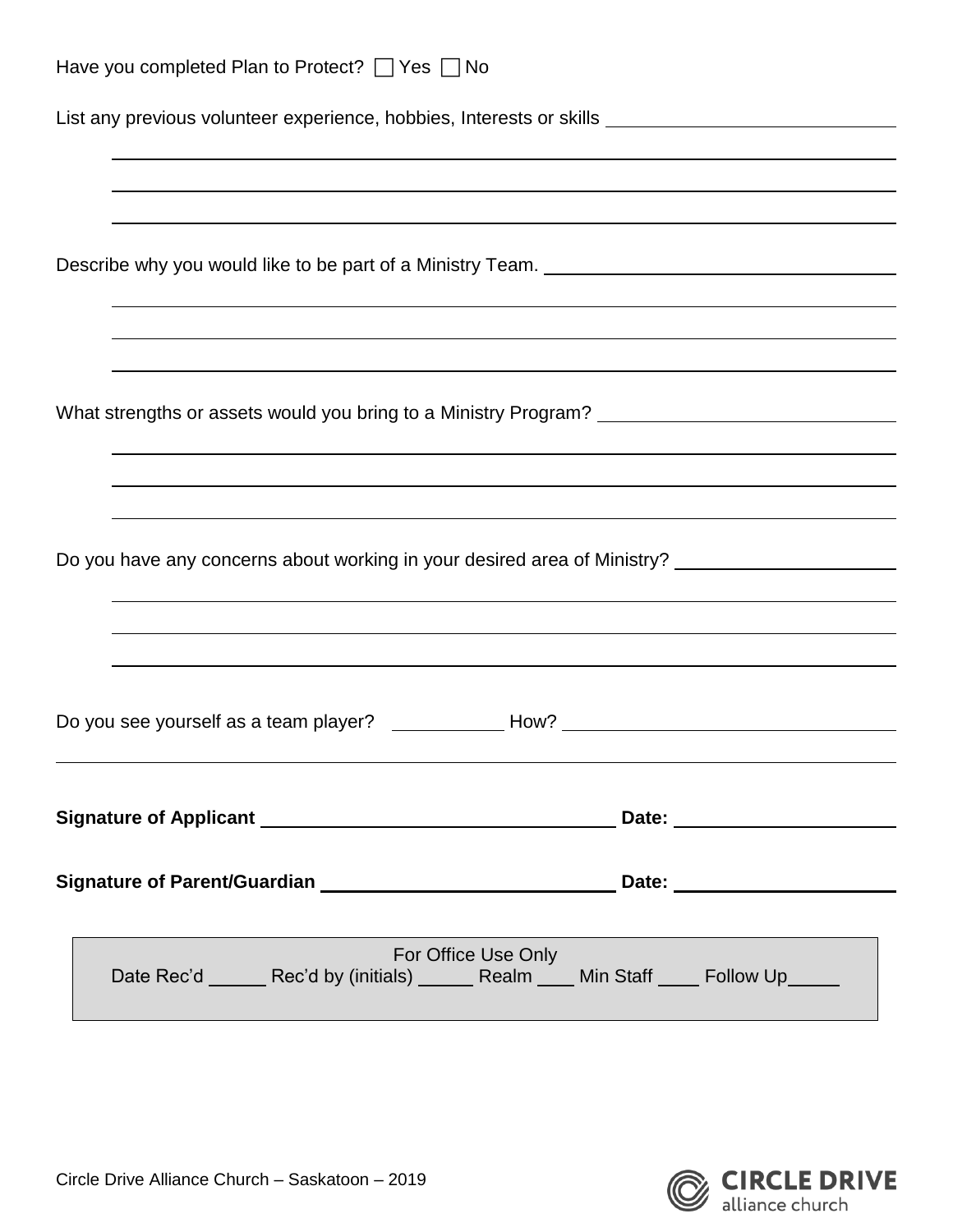Have you completed Plan to Protect? ☐ Yes ☐ No

List any previous volunteer experience, hobbies, Interests or skills ______________________________

______________________________________________________________________________

______________________________________________________________________________

______________________________________________________________________________

Describe why you would like to be part of a Ministry Team. ______________________________

______________________________________________________________________________

______________________________________________________________________________

______________________________________________________________________________

What strengths or assets would you bring to a Ministry Program? ______________________________

______________________________________________________________________________

______________________________________________________________________________

______________________________________________________________________________

Do you have any concerns about working in your desired area of Ministry? ______________________________

______________________________________________________________________________

______________________________________________________________________________

______________________________________________________________________________

Do you see yourself as a team player? ____________ How? ______________________________

______________________________________________________________________________

**Signature of Applicant** ______________________________ **Date:** ____________________

**Signature of Parent/Guardian** ______________________________ **Date:** ____________________

| For Office Use Only |
| --- |
| Date Rec'd ______ Rec'd by (initials) ______ Realm ____ Min Staff ____ Follow Up_____ |

Circle Drive Alliance Church – Saskatoon – 2019

CIRCLE DRIVE alliance church